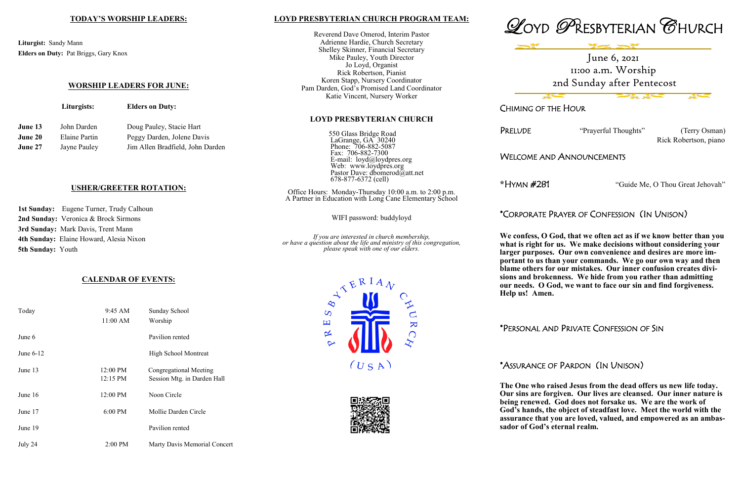## TODAY'S WORSHIP LEADERS:

**Liturgist:** Sandy Mann
**Elders on Duty:** Pat Briggs, Gary Knox

## WORSHIP LEADERS FOR JUNE:

| | Liturgists: | Elders on Duty: |
|---|---|---|
| **June 13** | John Darden | Doug Pauley, Stacie Hart |
| **June 20** | Elaine Partin | Peggy Darden, Jolene Davis |
| **June 27** | Jayne Pauley | Jim Allen Bradfield, John Darden |

## USHER/GREETER ROTATION:

**1st Sunday:** Eugene Turner, Trudy Calhoun
**2nd Sunday:** Veronica & Brock Sirmons
**3rd Sunday:** Mark Davis, Trent Mann
**4th Sunday:** Elaine Howard, Alesia Nixon
**5th Sunday:** Youth

## CALENDAR OF EVENTS:

| | | |
|---|---|---|
| Today | 9:45 AM | Sunday School |
| | 11:00 AM | Worship |
| June 6 | | Pavilion rented |
| June 6-12 | | High School Montreat |
| June 13 | 12:00 PM | Congregational Meeting |
| | 12:15 PM | Session Mtg. in Darden Hall |
| June 16 | 12:00 PM | Noon Circle |
| June 17 | 6:00 PM | Mollie Darden Circle |
| June 19 | | Pavilion rented |
| July 24 | 2:00 PM | Marty Davis Memorial Concert |

## LOYD PRESBYTERIAN CHURCH PROGRAM TEAM:

Reverend Dave Omerod, Interim Pastor
Adrienne Hardie, Church Secretary
Shelley Skinner, Financial Secretary
Mike Pauley, Youth Director
Jo Loyd, Organist
Rick Robertson, Pianist
Koren Stapp, Nursery Coordinator
Pam Darden, God's Promised Land Coordinator
Katie Vincent, Nursery Worker

## LOYD PRESBYTERIAN CHURCH

550 Glass Bridge Road
LaGrange, GA 30240
Phone: 706-882-5087
Fax: 706-882-7300
E-mail: loyd@loydpres.org
Web: www.loydpres.org
Pastor Dave: dbomerod@att.net
678-877-6372 (cell)

Office Hours: Monday-Thursday 10:00 a.m. to 2:00 p.m.
A Partner in Education with Long Cane Elementary School

WIFI password: buddyloyd

*If you are interested in church membership, or have a question about the life and ministry of this congregation, please speak with one of our elders.*

PRESBYTERIAN CHURCH (USA)

# LOYD PRESBYTERIAN CHURCH

June 6, 2021
11:00 a.m. Worship
2nd Sunday after Pentecost

### CHIMING OF THE HOUR

### PRELUDE

"Prayerful Thoughts" (Terry Osman)
Rick Robertson, piano

### WELCOME AND ANNOUNCEMENTS

### *HYMN #281

"Guide Me, O Thou Great Jehovah"

### *CORPORATE PRAYER OF CONFESSION (IN UNISON)

**We confess, O God, that we often act as if we know better than you what is right for us. We make decisions without considering your larger purposes. Our own convenience and desires are more important to us than your commands. We go our own way and then blame others for our mistakes. Our inner confusion creates divisions and brokenness. We hide from you rather than admitting our needs. O God, we want to face our sin and find forgiveness. Help us! Amen.**

### *PERSONAL AND PRIVATE CONFESSION OF SIN

### *ASSURANCE OF PARDON (IN UNISON)

**The One who raised Jesus from the dead offers us new life today. Our sins are forgiven. Our lives are cleansed. Our inner nature is being renewed. God does not forsake us. We are the work of God's hands, the object of steadfast love. Meet the world with the assurance that you are loved, valued, and empowered as an ambassador of God's eternal realm.**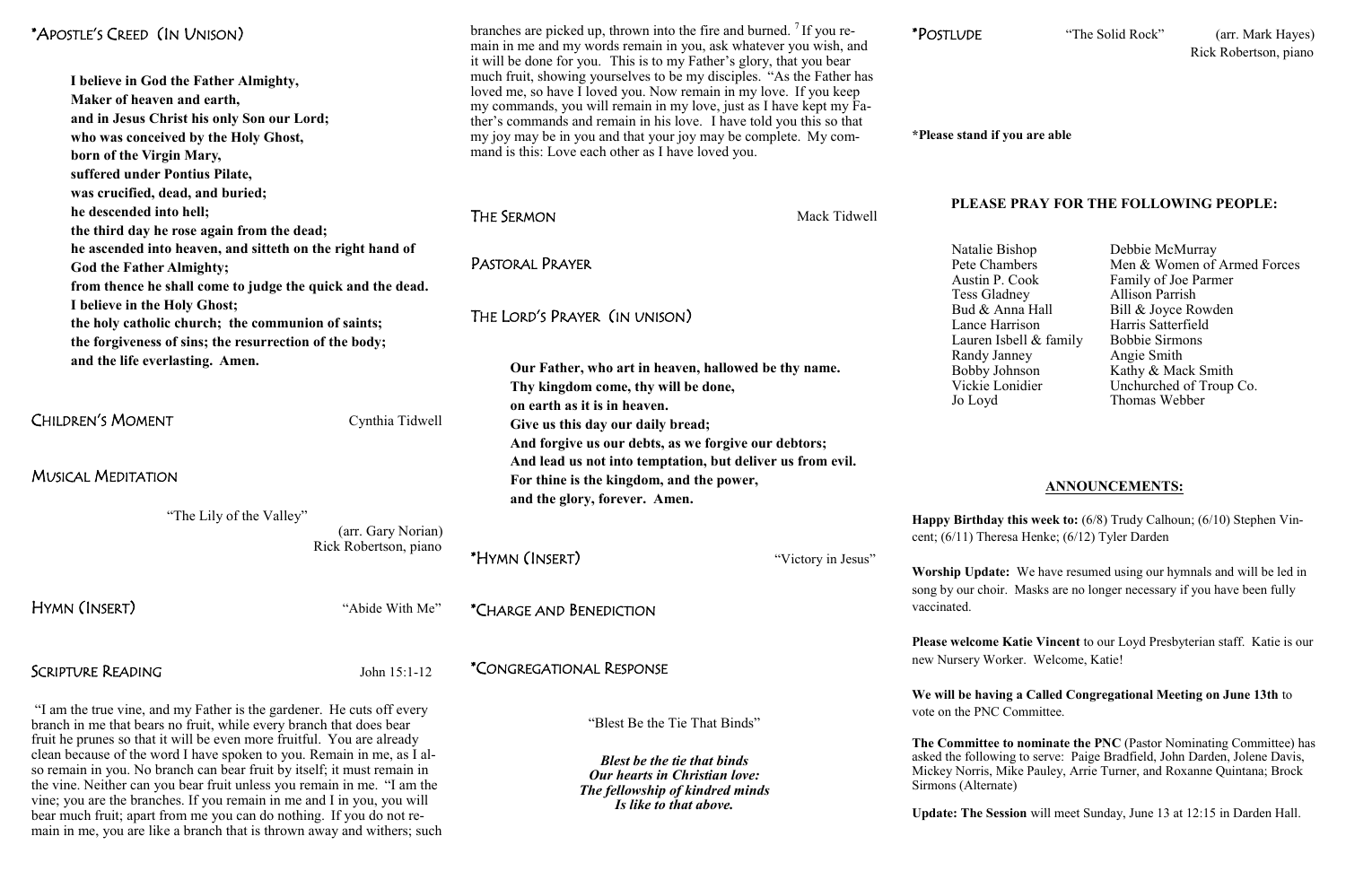## *Apostle's Creed (In Unison)

**I believe in God the Father Almighty,**
**Maker of heaven and earth,**
**and in Jesus Christ his only Son our Lord;**
**who was conceived by the Holy Ghost,**
**born of the Virgin Mary,**
**suffered under Pontius Pilate,**
**was crucified, dead, and buried;**
**he descended into hell;**
**the third day he rose again from the dead;**
**he ascended into heaven, and sitteth on the right hand of God the Father Almighty;**
**from thence he shall come to judge the quick and the dead.**
**I believe in the Holy Ghost;**
**the holy catholic church; the communion of saints;**
**the forgiveness of sins; the resurrection of the body;**
**and the life everlasting. Amen.**

## Children's Moment

Cynthia Tidwell

## Musical Meditation

"The Lily of the Valley"

(arr. Gary Norian)
Rick Robertson, piano

## Hymn (Insert)

"Abide With Me"

## Scripture Reading

John 15:1-12

"I am the true vine, and my Father is the gardener. He cuts off every branch in me that bears no fruit, while every branch that does bear fruit he prunes so that it will be even more fruitful. You are already clean because of the word I have spoken to you. Remain in me, as I also remain in you. No branch can bear fruit by itself; it must remain in the vine. Neither can you bear fruit unless you remain in me. "I am the vine; you are the branches. If you remain in me and I in you, you will bear much fruit; apart from me you can do nothing. If you do not remain in me, you are like a branch that is thrown away and withers; such branches are picked up, thrown into the fire and burned. [7] If you remain in me and my words remain in you, ask whatever you wish, and it will be done for you. This is to my Father's glory, that you bear much fruit, showing yourselves to be my disciples. "As the Father has loved me, so have I loved you. Now remain in my love. If you keep my commands, you will remain in my love, just as I have kept my Father's commands and remain in his love. I have told you this so that my joy may be in you and that your joy may be complete. My command is this: Love each other as I have loved you.

## The Sermon

Mack Tidwell

## Pastoral Prayer

## The Lord's Prayer (In Unison)

**Our Father, who art in heaven, hallowed be thy name.**
**Thy kingdom come, thy will be done,**
**on earth as it is in heaven.**
**Give us this day our daily bread;**
**And forgive us our debts, as we forgive our debtors;**
**And lead us not into temptation, but deliver us from evil.**
**For thine is the kingdom, and the power,**
**and the glory, forever. Amen.**

## *Hymn (Insert)

"Victory in Jesus"

## *Charge and Benediction

## *Congregational Response

"Blest Be the Tie That Binds"

***Blest be the tie that binds***
***Our hearts in Christian love:***
***The fellowship of kindred minds***
***Is like to that above.***

## *Postlude

"The Solid Rock" (arr. Mark Hayes)
Rick Robertson, piano

**\*Please stand if you are able**

### PLEASE PRAY FOR THE FOLLOWING PEOPLE:

| | |
|---|---|
| Natalie Bishop | Debbie McMurray |
| Pete Chambers | Men & Women of Armed Forces |
| Austin P. Cook | Family of Joe Parmer |
| Tess Gladney | Allison Parrish |
| Bud & Anna Hall | Bill & Joyce Rowden |
| Lance Harrison | Harris Satterfield |
| Lauren Isbell & family | Bobbie Sirmons |
| Randy Janney | Angie Smith |
| Bobby Johnson | Kathy & Mack Smith |
| Vickie Lonidier | Unchurched of Troup Co. |
| Jo Loyd | Thomas Webber |

### ANNOUNCEMENTS:

**Happy Birthday this week to:** (6/8) Trudy Calhoun; (6/10) Stephen Vincent; (6/11) Theresa Henke; (6/12) Tyler Darden

**Worship Update:** We have resumed using our hymnals and will be led in song by our choir. Masks are no longer necessary if you have been fully vaccinated.

**Please welcome Katie Vincent** to our Loyd Presbyterian staff. Katie is our new Nursery Worker. Welcome, Katie!

**We will be having a Called Congregational Meeting on June 13th** to vote on the PNC Committee.

**The Committee to nominate the PNC** (Pastor Nominating Committee) has asked the following to serve: Paige Bradfield, John Darden, Jolene Davis, Mickey Norris, Mike Pauley, Arrie Turner, and Roxanne Quintana; Brock Sirmons (Alternate)

**Update: The Session** will meet Sunday, June 13 at 12:15 in Darden Hall.